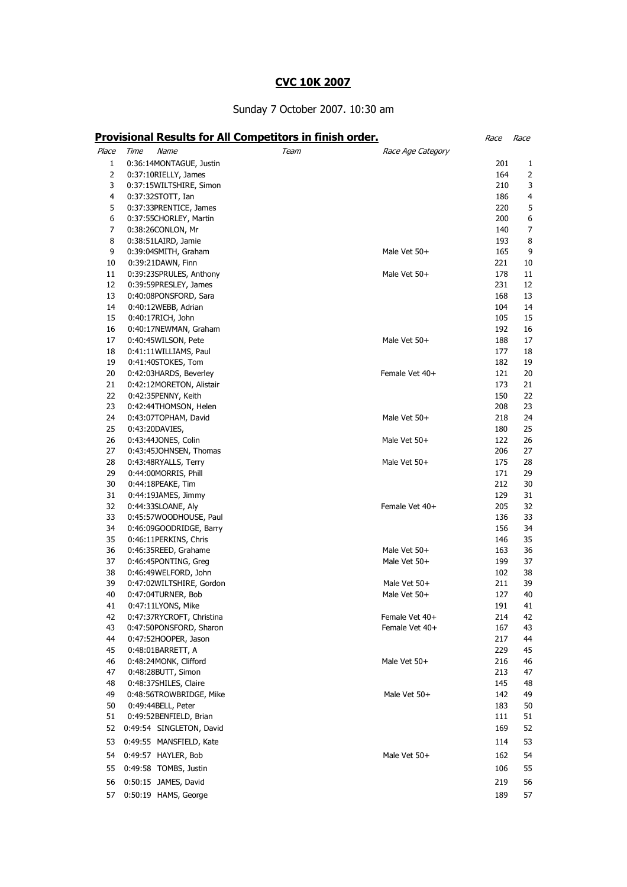# CVC 10K 2007

Sunday 7 October 2007. 10:30 am

## Provisional Results for All Competitors in finish order.

| Place | Time | Name | Team | Race Age Category | Race | Race |
|---|---|---|---|---|---|---|
| 1 | 0:36:14 | MONTAGUE, Justin | | | 201 | 1 |
| 2 | 0:37:10 | RIELLY, James | | | 164 | 2 |
| 3 | 0:37:15 | WILTSHIRE, Simon | | | 210 | 3 |
| 4 | 0:37:32 | STOTT, Ian | | | 186 | 4 |
| 5 | 0:37:33 | PRENTICE, James | | | 220 | 5 |
| 6 | 0:37:55 | CHORLEY, Martin | | | 200 | 6 |
| 7 | 0:38:26 | CONLON, Mr | | | 140 | 7 |
| 8 | 0:38:51 | LAIRD, Jamie | | | 193 | 8 |
| 9 | 0:39:04 | SMITH, Graham | | Male Vet 50+ | 165 | 9 |
| 10 | 0:39:21 | DAWN, Finn | | | 221 | 10 |
| 11 | 0:39:23 | SPRULES, Anthony | | Male Vet 50+ | 178 | 11 |
| 12 | 0:39:59 | PRESLEY, James | | | 231 | 12 |
| 13 | 0:40:08 | PONSFORD, Sara | | | 168 | 13 |
| 14 | 0:40:12 | WEBB, Adrian | | | 104 | 14 |
| 15 | 0:40:17 | RICH, John | | | 105 | 15 |
| 16 | 0:40:17 | NEWMAN, Graham | | | 192 | 16 |
| 17 | 0:40:45 | WILSON, Pete | | Male Vet 50+ | 188 | 17 |
| 18 | 0:41:11 | WILLIAMS, Paul | | | 177 | 18 |
| 19 | 0:41:40 | STOKES, Tom | | | 182 | 19 |
| 20 | 0:42:03 | HARDS, Beverley | | Female Vet 40+ | 121 | 20 |
| 21 | 0:42:12 | MORETON, Alistair | | | 173 | 21 |
| 22 | 0:42:35 | PENNY, Keith | | | 150 | 22 |
| 23 | 0:42:44 | THOMSON, Helen | | | 208 | 23 |
| 24 | 0:43:07 | TOPHAM, David | | Male Vet 50+ | 218 | 24 |
| 25 | 0:43:20 | DAVIES, | | | 180 | 25 |
| 26 | 0:43:44 | JONES, Colin | | Male Vet 50+ | 122 | 26 |
| 27 | 0:43:45 | JOHNSEN, Thomas | | | 206 | 27 |
| 28 | 0:43:48 | RYALLS, Terry | | Male Vet 50+ | 175 | 28 |
| 29 | 0:44:00 | MORRIS, Phill | | | 171 | 29 |
| 30 | 0:44:18 | PEAKE, Tim | | | 212 | 30 |
| 31 | 0:44:19 | JAMES, Jimmy | | | 129 | 31 |
| 32 | 0:44:33 | SLOANE, Aly | | Female Vet 40+ | 205 | 32 |
| 33 | 0:45:57 | WOODHOUSE, Paul | | | 136 | 33 |
| 34 | 0:46:09 | GOODRIDGE, Barry | | | 156 | 34 |
| 35 | 0:46:11 | PERKINS, Chris | | | 146 | 35 |
| 36 | 0:46:35 | REED, Grahame | | Male Vet 50+ | 163 | 36 |
| 37 | 0:46:45 | PONTING, Greg | | Male Vet 50+ | 199 | 37 |
| 38 | 0:46:49 | WELFORD, John | | | 102 | 38 |
| 39 | 0:47:02 | WILTSHIRE, Gordon | | Male Vet 50+ | 211 | 39 |
| 40 | 0:47:04 | TURNER, Bob | | Male Vet 50+ | 127 | 40 |
| 41 | 0:47:11 | LYONS, Mike | | | 191 | 41 |
| 42 | 0:47:37 | RYCROFT, Christina | | Female Vet 40+ | 214 | 42 |
| 43 | 0:47:50 | PONSFORD, Sharon | | Female Vet 40+ | 167 | 43 |
| 44 | 0:47:52 | HOOPER, Jason | | | 217 | 44 |
| 45 | 0:48:01 | BARRETT, A | | | 229 | 45 |
| 46 | 0:48:24 | MONK, Clifford | | Male Vet 50+ | 216 | 46 |
| 47 | 0:48:28 | BUTT, Simon | | | 213 | 47 |
| 48 | 0:48:37 | SHILES, Claire | | | 145 | 48 |
| 49 | 0:48:56 | TROWBRIDGE, Mike | | Male Vet 50+ | 142 | 49 |
| 50 | 0:49:44 | BELL, Peter | | | 183 | 50 |
| 51 | 0:49:52 | BENFIELD, Brian | | | 111 | 51 |
| 52 | 0:49:54 | SINGLETON, David | | | 169 | 52 |
| 53 | 0:49:55 | MANSFIELD, Kate | | | 114 | 53 |
| 54 | 0:49:57 | HAYLER, Bob | | Male Vet 50+ | 162 | 54 |
| 55 | 0:49:58 | TOMBS, Justin | | | 106 | 55 |
| 56 | 0:50:15 | JAMES, David | | | 219 | 56 |
| 57 | 0:50:19 | HAMS, George | | | 189 | 57 |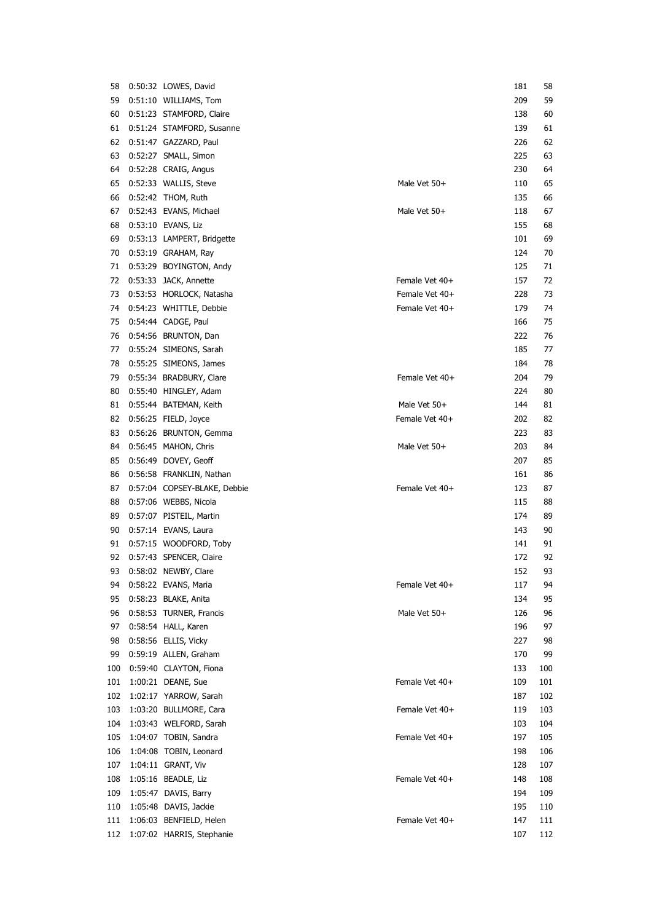| | | | | | |
|---|---|---|---|---|---|
| 58 | 0:50:32 | LOWES, David | | 181 | 58 |
| 59 | 0:51:10 | WILLIAMS, Tom | | 209 | 59 |
| 60 | 0:51:23 | STAMFORD, Claire | | 138 | 60 |
| 61 | 0:51:24 | STAMFORD, Susanne | | 139 | 61 |
| 62 | 0:51:47 | GAZZARD, Paul | | 226 | 62 |
| 63 | 0:52:27 | SMALL, Simon | | 225 | 63 |
| 64 | 0:52:28 | CRAIG, Angus | | 230 | 64 |
| 65 | 0:52:33 | WALLIS, Steve | Male Vet 50+ | 110 | 65 |
| 66 | 0:52:42 | THOM, Ruth | | 135 | 66 |
| 67 | 0:52:43 | EVANS, Michael | Male Vet 50+ | 118 | 67 |
| 68 | 0:53:10 | EVANS, Liz | | 155 | 68 |
| 69 | 0:53:13 | LAMPERT, Bridgette | | 101 | 69 |
| 70 | 0:53:19 | GRAHAM, Ray | | 124 | 70 |
| 71 | 0:53:29 | BOYINGTON, Andy | | 125 | 71 |
| 72 | 0:53:33 | JACK, Annette | Female Vet 40+ | 157 | 72 |
| 73 | 0:53:53 | HORLOCK, Natasha | Female Vet 40+ | 228 | 73 |
| 74 | 0:54:23 | WHITTLE, Debbie | Female Vet 40+ | 179 | 74 |
| 75 | 0:54:44 | CADGE, Paul | | 166 | 75 |
| 76 | 0:54:56 | BRUNTON, Dan | | 222 | 76 |
| 77 | 0:55:24 | SIMEONS, Sarah | | 185 | 77 |
| 78 | 0:55:25 | SIMEONS, James | | 184 | 78 |
| 79 | 0:55:34 | BRADBURY, Clare | Female Vet 40+ | 204 | 79 |
| 80 | 0:55:40 | HINGLEY, Adam | | 224 | 80 |
| 81 | 0:55:44 | BATEMAN, Keith | Male Vet 50+ | 144 | 81 |
| 82 | 0:56:25 | FIELD, Joyce | Female Vet 40+ | 202 | 82 |
| 83 | 0:56:26 | BRUNTON, Gemma | | 223 | 83 |
| 84 | 0:56:45 | MAHON, Chris | Male Vet 50+ | 203 | 84 |
| 85 | 0:56:49 | DOVEY, Geoff | | 207 | 85 |
| 86 | 0:56:58 | FRANKLIN, Nathan | | 161 | 86 |
| 87 | 0:57:04 | COPSEY-BLAKE, Debbie | Female Vet 40+ | 123 | 87 |
| 88 | 0:57:06 | WEBBS, Nicola | | 115 | 88 |
| 89 | 0:57:07 | PISTEIL, Martin | | 174 | 89 |
| 90 | 0:57:14 | EVANS, Laura | | 143 | 90 |
| 91 | 0:57:15 | WOODFORD, Toby | | 141 | 91 |
| 92 | 0:57:43 | SPENCER, Claire | | 172 | 92 |
| 93 | 0:58:02 | NEWBY, Clare | | 152 | 93 |
| 94 | 0:58:22 | EVANS, Maria | Female Vet 40+ | 117 | 94 |
| 95 | 0:58:23 | BLAKE, Anita | | 134 | 95 |
| 96 | 0:58:53 | TURNER, Francis | Male Vet 50+ | 126 | 96 |
| 97 | 0:58:54 | HALL, Karen | | 196 | 97 |
| 98 | 0:58:56 | ELLIS, Vicky | | 227 | 98 |
| 99 | 0:59:19 | ALLEN, Graham | | 170 | 99 |
| 100 | 0:59:40 | CLAYTON, Fiona | | 133 | 100 |
| 101 | 1:00:21 | DEANE, Sue | Female Vet 40+ | 109 | 101 |
| 102 | 1:02:17 | YARROW, Sarah | | 187 | 102 |
| 103 | 1:03:20 | BULLMORE, Cara | Female Vet 40+ | 119 | 103 |
| 104 | 1:03:43 | WELFORD, Sarah | | 103 | 104 |
| 105 | 1:04:07 | TOBIN, Sandra | Female Vet 40+ | 197 | 105 |
| 106 | 1:04:08 | TOBIN, Leonard | | 198 | 106 |
| 107 | 1:04:11 | GRANT, Viv | | 128 | 107 |
| 108 | 1:05:16 | BEADLE, Liz | Female Vet 40+ | 148 | 108 |
| 109 | 1:05:47 | DAVIS, Barry | | 194 | 109 |
| 110 | 1:05:48 | DAVIS, Jackie | | 195 | 110 |
| 111 | 1:06:03 | BENFIELD, Helen | Female Vet 40+ | 147 | 111 |
| 112 | 1:07:02 | HARRIS, Stephanie | | 107 | 112 |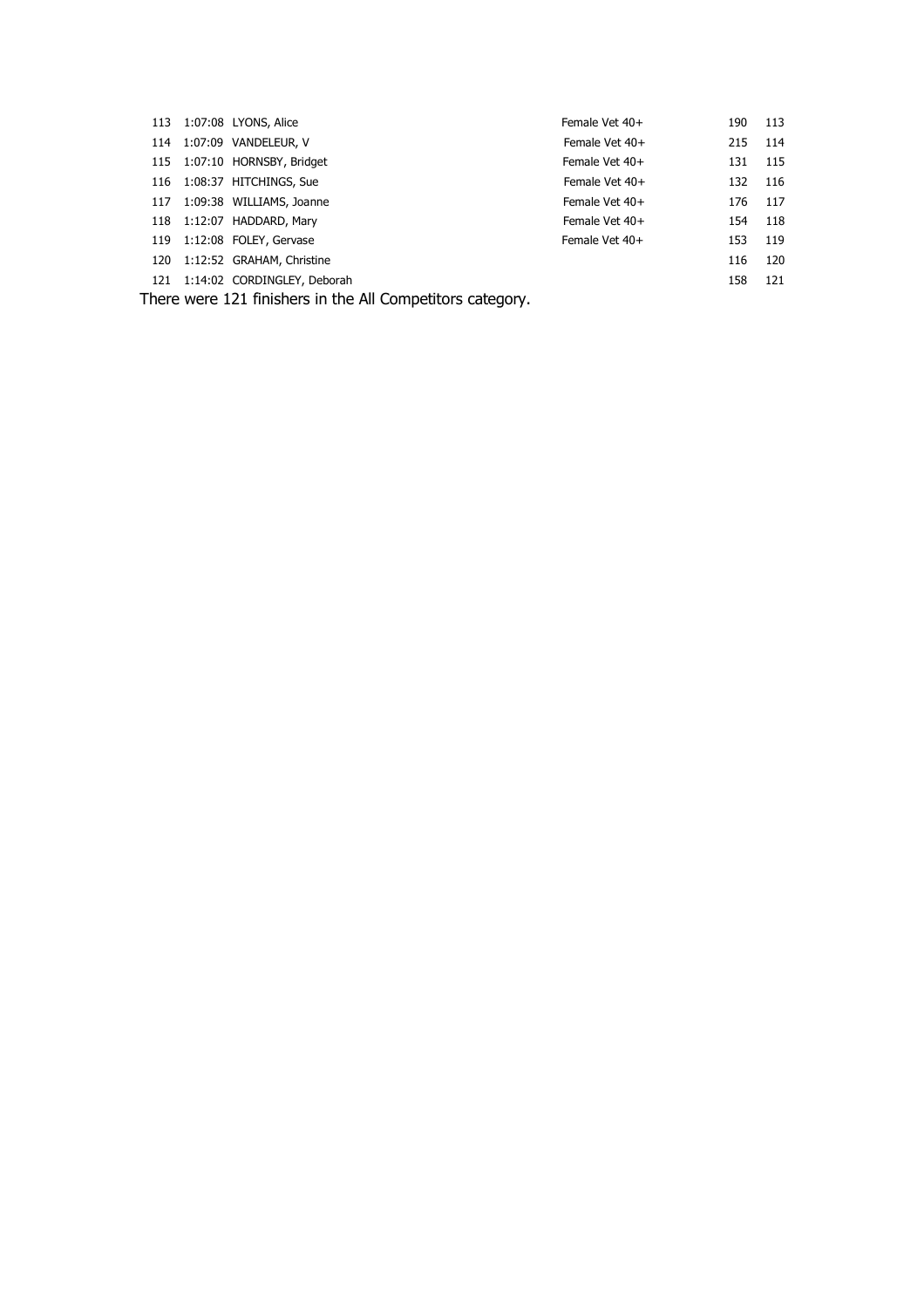| | | | | | |
|---|---|---|---|---|---|
| 113 | 1:07:08 | LYONS, Alice | Female Vet 40+ | 190 | 113 |
| 114 | 1:07:09 | VANDELEUR, V | Female Vet 40+ | 215 | 114 |
| 115 | 1:07:10 | HORNSBY, Bridget | Female Vet 40+ | 131 | 115 |
| 116 | 1:08:37 | HITCHINGS, Sue | Female Vet 40+ | 132 | 116 |
| 117 | 1:09:38 | WILLIAMS, Joanne | Female Vet 40+ | 176 | 117 |
| 118 | 1:12:07 | HADDARD, Mary | Female Vet 40+ | 154 | 118 |
| 119 | 1:12:08 | FOLEY, Gervase | Female Vet 40+ | 153 | 119 |
| 120 | 1:12:52 | GRAHAM, Christine | | 116 | 120 |
| 121 | 1:14:02 | CORDINGLEY, Deborah | | 158 | 121 |

There were 121 finishers in the All Competitors category.